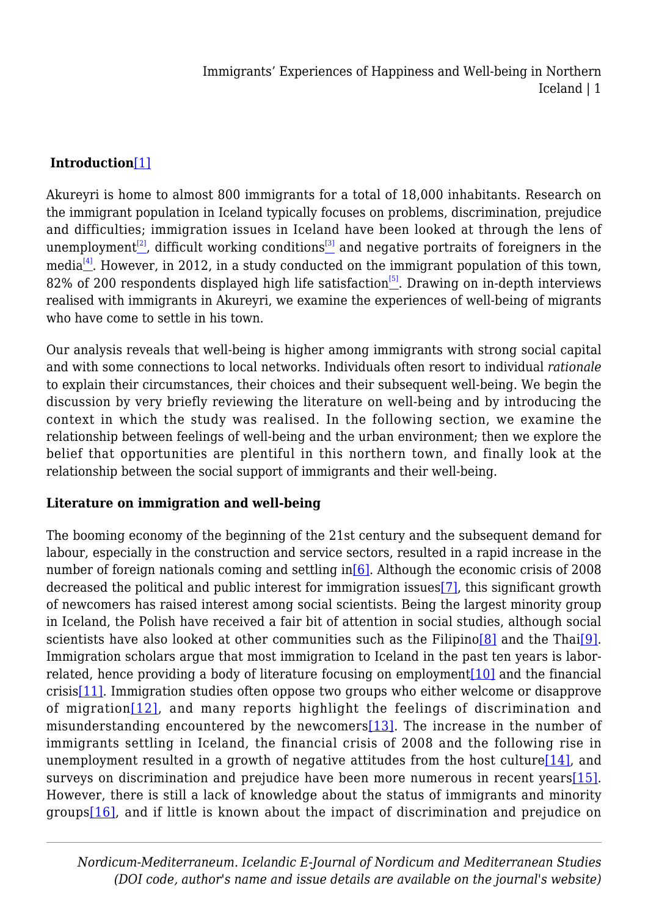## Introduction[1]

Akureyri is home to almost 800 immigrants for a total of 18,000 inhabitants. Research on the immigrant population in Iceland typically focuses on problems, discrimination, prejudice and difficulties; immigration issues in Iceland have been looked at through the lens of unemployment[2], difficult working conditions[3] and negative portraits of foreigners in the media[4]. However, in 2012, in a study conducted on the immigrant population of this town, 82% of 200 respondents displayed high life satisfaction[5]. Drawing on in-depth interviews realised with immigrants in Akureyri, we examine the experiences of well-being of migrants who have come to settle in his town.

Our analysis reveals that well-being is higher among immigrants with strong social capital and with some connections to local networks. Individuals often resort to individual *rationale* to explain their circumstances, their choices and their subsequent well-being. We begin the discussion by very briefly reviewing the literature on well-being and by introducing the context in which the study was realised. In the following section, we examine the relationship between feelings of well-being and the urban environment; then we explore the belief that opportunities are plentiful in this northern town, and finally look at the relationship between the social support of immigrants and their well-being.

### Literature on immigration and well-being

The booming economy of the beginning of the 21st century and the subsequent demand for labour, especially in the construction and service sectors, resulted in a rapid increase in the number of foreign nationals coming and settling in[6]. Although the economic crisis of 2008 decreased the political and public interest for immigration issues[7], this significant growth of newcomers has raised interest among social scientists. Being the largest minority group in Iceland, the Polish have received a fair bit of attention in social studies, although social scientists have also looked at other communities such as the Filipino[8] and the Thai[9]. Immigration scholars argue that most immigration to Iceland in the past ten years is labor-related, hence providing a body of literature focusing on employment[10] and the financial crisis[11]. Immigration studies often oppose two groups who either welcome or disapprove of migration[12], and many reports highlight the feelings of discrimination and misunderstanding encountered by the newcomers[13]. The increase in the number of immigrants settling in Iceland, the financial crisis of 2008 and the following rise in unemployment resulted in a growth of negative attitudes from the host culture[14], and surveys on discrimination and prejudice have been more numerous in recent years[15]. However, there is still a lack of knowledge about the status of immigrants and minority groups[16], and if little is known about the impact of discrimination and prejudice on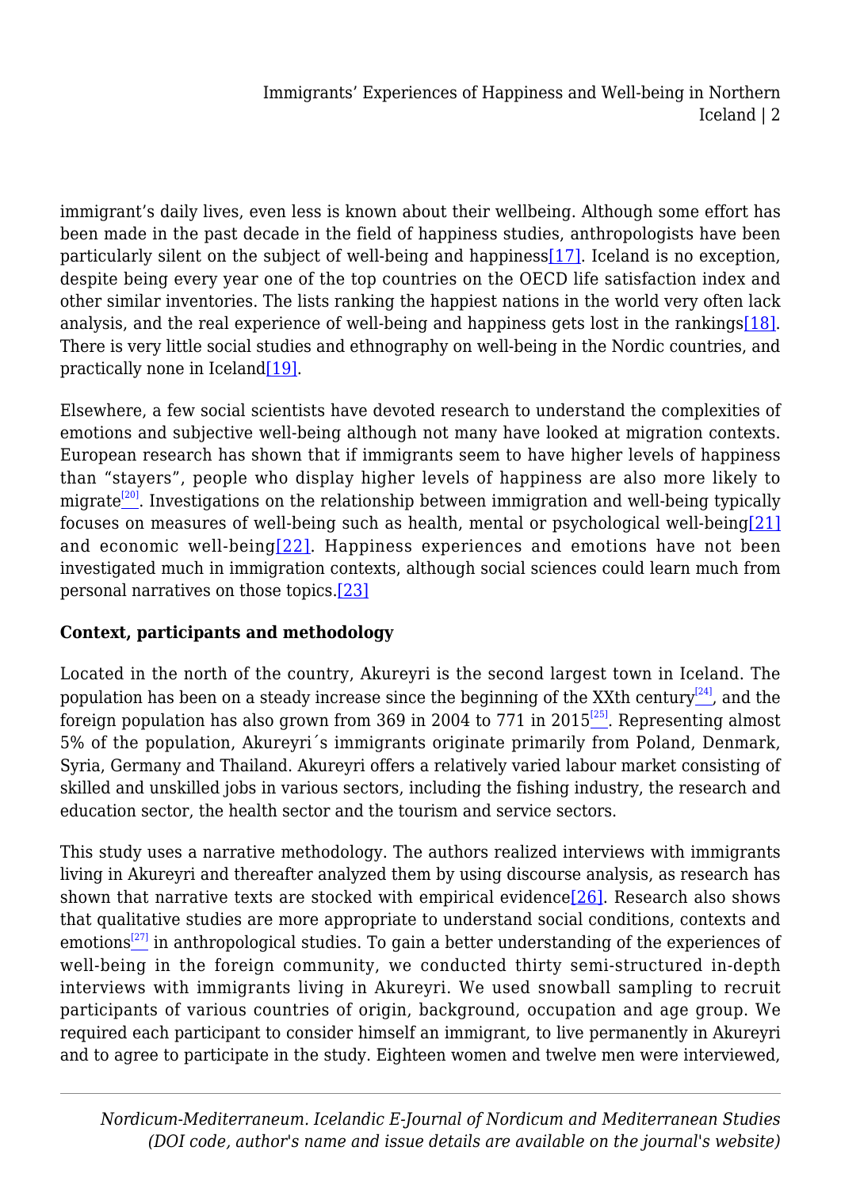immigrant's daily lives, even less is known about their wellbeing. Although some effort has been made in the past decade in the field of happiness studies, anthropologists have been particularly silent on the subject of well-being and happiness[17]. Iceland is no exception, despite being every year one of the top countries on the OECD life satisfaction index and other similar inventories. The lists ranking the happiest nations in the world very often lack analysis, and the real experience of well-being and happiness gets lost in the rankings[18]. There is very little social studies and ethnography on well-being in the Nordic countries, and practically none in Iceland[19].

Elsewhere, a few social scientists have devoted research to understand the complexities of emotions and subjective well-being although not many have looked at migration contexts. European research has shown that if immigrants seem to have higher levels of happiness than "stayers", people who display higher levels of happiness are also more likely to migrate[20]. Investigations on the relationship between immigration and well-being typically focuses on measures of well-being such as health, mental or psychological well-being[21] and economic well-being[22]. Happiness experiences and emotions have not been investigated much in immigration contexts, although social sciences could learn much from personal narratives on those topics.[23]

**Context, participants and methodology**

Located in the north of the country, Akureyri is the second largest town in Iceland. The population has been on a steady increase since the beginning of the XXth century[24], and the foreign population has also grown from 369 in 2004 to 771 in 2015[25]. Representing almost 5% of the population, Akureyri´s immigrants originate primarily from Poland, Denmark, Syria, Germany and Thailand. Akureyri offers a relatively varied labour market consisting of skilled and unskilled jobs in various sectors, including the fishing industry, the research and education sector, the health sector and the tourism and service sectors.

This study uses a narrative methodology. The authors realized interviews with immigrants living in Akureyri and thereafter analyzed them by using discourse analysis, as research has shown that narrative texts are stocked with empirical evidence[26]. Research also shows that qualitative studies are more appropriate to understand social conditions, contexts and emotions[27] in anthropological studies. To gain a better understanding of the experiences of well-being in the foreign community, we conducted thirty semi-structured in-depth interviews with immigrants living in Akureyri. We used snowball sampling to recruit participants of various countries of origin, background, occupation and age group. We required each participant to consider himself an immigrant, to live permanently in Akureyri and to agree to participate in the study. Eighteen women and twelve men were interviewed,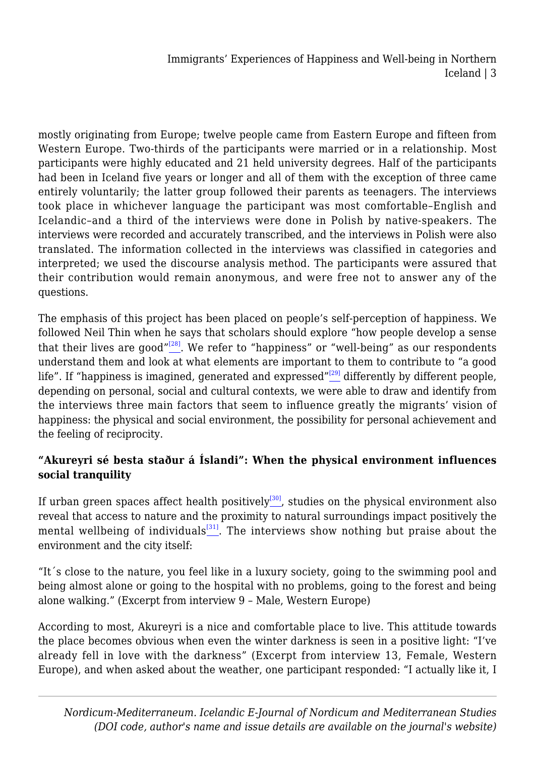mostly originating from Europe; twelve people came from Eastern Europe and fifteen from Western Europe. Two-thirds of the participants were married or in a relationship. Most participants were highly educated and 21 held university degrees. Half of the participants had been in Iceland five years or longer and all of them with the exception of three came entirely voluntarily; the latter group followed their parents as teenagers. The interviews took place in whichever language the participant was most comfortable–English and Icelandic–and a third of the interviews were done in Polish by native-speakers. The interviews were recorded and accurately transcribed, and the interviews in Polish were also translated. The information collected in the interviews was classified in categories and interpreted; we used the discourse analysis method. The participants were assured that their contribution would remain anonymous, and were free not to answer any of the questions.

The emphasis of this project has been placed on people's self-perception of happiness. We followed Neil Thin when he says that scholars should explore "how people develop a sense that their lives are good"[28]. We refer to "happiness" or "well-being" as our respondents understand them and look at what elements are important to them to contribute to "a good life". If "happiness is imagined, generated and expressed"[29] differently by different people, depending on personal, social and cultural contexts, we were able to draw and identify from the interviews three main factors that seem to influence greatly the migrants' vision of happiness: the physical and social environment, the possibility for personal achievement and the feeling of reciprocity.

### "Akureyri sé besta staður á Íslandi": When the physical environment influences social tranquility

If urban green spaces affect health positively[30], studies on the physical environment also reveal that access to nature and the proximity to natural surroundings impact positively the mental wellbeing of individuals[31]. The interviews show nothing but praise about the environment and the city itself:

"It´s close to the nature, you feel like in a luxury society, going to the swimming pool and being almost alone or going to the hospital with no problems, going to the forest and being alone walking." (Excerpt from interview 9 – Male, Western Europe)

According to most, Akureyri is a nice and comfortable place to live. This attitude towards the place becomes obvious when even the winter darkness is seen in a positive light: "I've already fell in love with the darkness" (Excerpt from interview 13, Female, Western Europe), and when asked about the weather, one participant responded: "I actually like it, I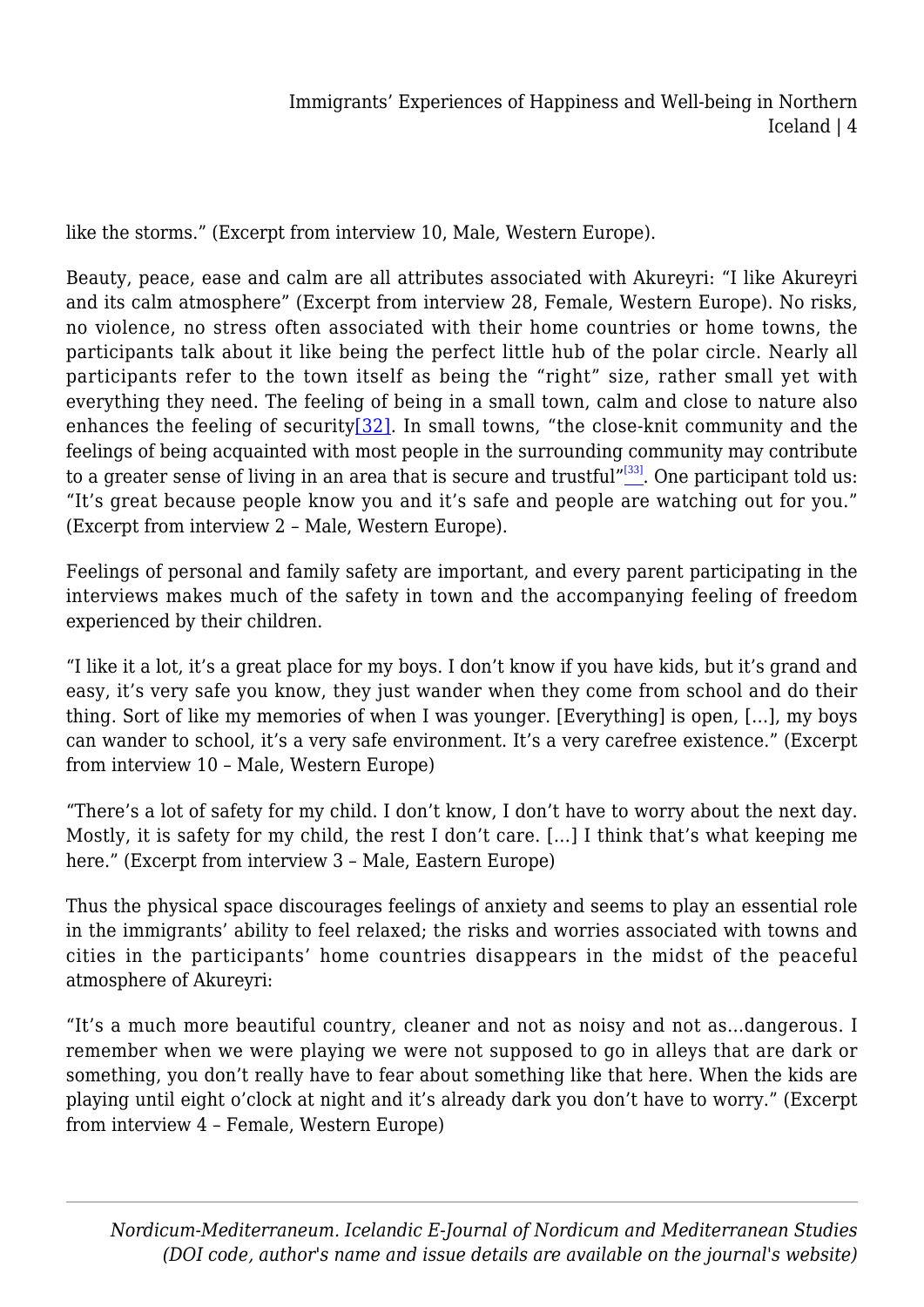like the storms." (Excerpt from interview 10, Male, Western Europe).

Beauty, peace, ease and calm are all attributes associated with Akureyri: "I like Akureyri and its calm atmosphere" (Excerpt from interview 28, Female, Western Europe). No risks, no violence, no stress often associated with their home countries or home towns, the participants talk about it like being the perfect little hub of the polar circle. Nearly all participants refer to the town itself as being the "right" size, rather small yet with everything they need. The feeling of being in a small town, calm and close to nature also enhances the feeling of security[32]. In small towns, "the close-knit community and the feelings of being acquainted with most people in the surrounding community may contribute to a greater sense of living in an area that is secure and trustful"[33]. One participant told us: "It's great because people know you and it's safe and people are watching out for you." (Excerpt from interview 2 – Male, Western Europe).

Feelings of personal and family safety are important, and every parent participating in the interviews makes much of the safety in town and the accompanying feeling of freedom experienced by their children.

"I like it a lot, it's a great place for my boys. I don't know if you have kids, but it's grand and easy, it's very safe you know, they just wander when they come from school and do their thing. Sort of like my memories of when I was younger. [Everything] is open, […], my boys can wander to school, it's a very safe environment. It's a very carefree existence." (Excerpt from interview 10 – Male, Western Europe)

"There's a lot of safety for my child. I don't know, I don't have to worry about the next day. Mostly, it is safety for my child, the rest I don't care. […] I think that's what keeping me here." (Excerpt from interview 3 – Male, Eastern Europe)

Thus the physical space discourages feelings of anxiety and seems to play an essential role in the immigrants' ability to feel relaxed; the risks and worries associated with towns and cities in the participants' home countries disappears in the midst of the peaceful atmosphere of Akureyri:

"It's a much more beautiful country, cleaner and not as noisy and not as…dangerous. I remember when we were playing we were not supposed to go in alleys that are dark or something, you don't really have to fear about something like that here. When the kids are playing until eight o'clock at night and it's already dark you don't have to worry." (Excerpt from interview 4 – Female, Western Europe)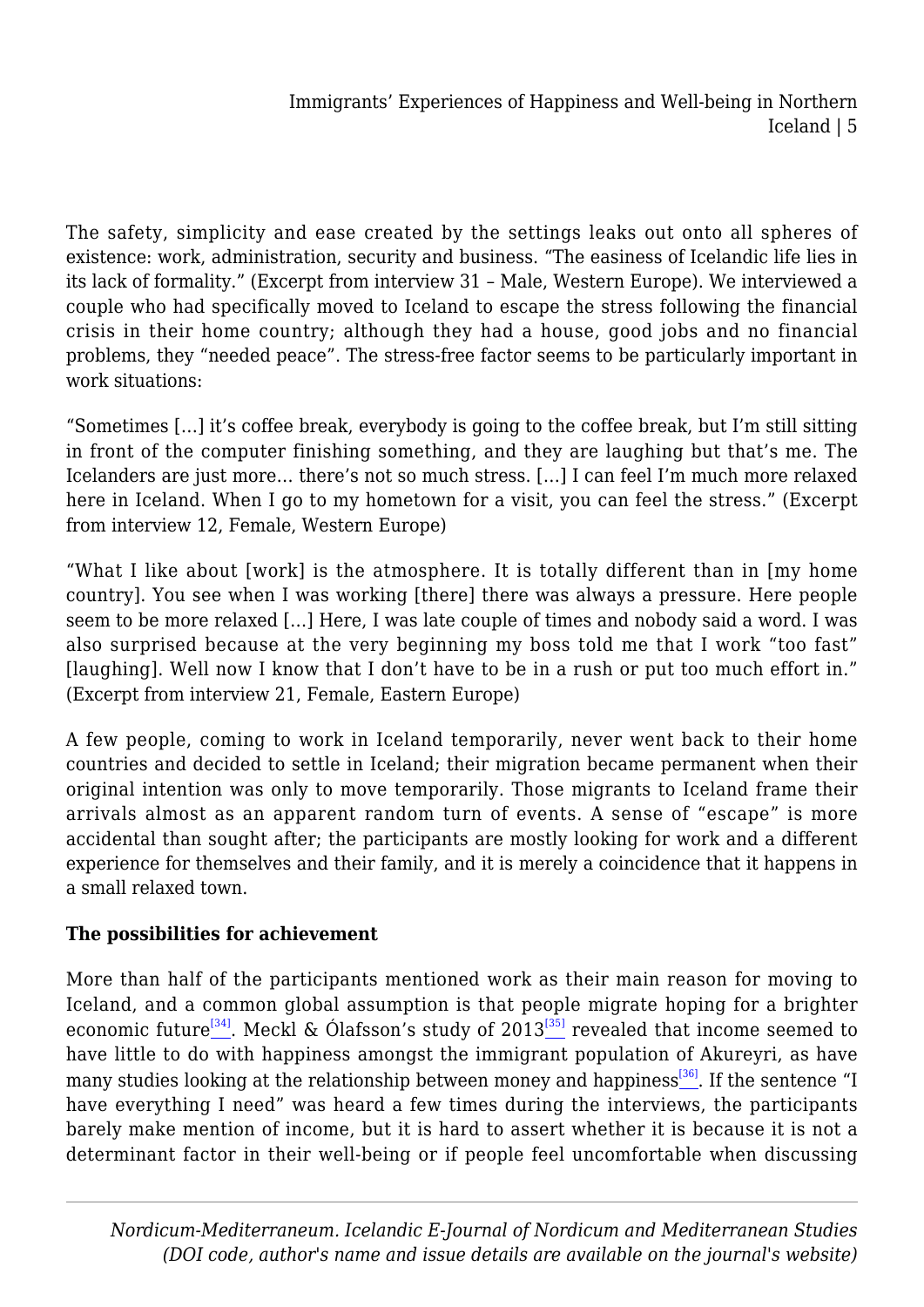The safety, simplicity and ease created by the settings leaks out onto all spheres of existence: work, administration, security and business. "The easiness of Icelandic life lies in its lack of formality." (Excerpt from interview 31 – Male, Western Europe). We interviewed a couple who had specifically moved to Iceland to escape the stress following the financial crisis in their home country; although they had a house, good jobs and no financial problems, they "needed peace". The stress-free factor seems to be particularly important in work situations:

"Sometimes […] it's coffee break, everybody is going to the coffee break, but I'm still sitting in front of the computer finishing something, and they are laughing but that's me. The Icelanders are just more… there's not so much stress. […] I can feel I'm much more relaxed here in Iceland. When I go to my hometown for a visit, you can feel the stress." (Excerpt from interview 12, Female, Western Europe)

"What I like about [work] is the atmosphere. It is totally different than in [my home country]. You see when I was working [there] there was always a pressure. Here people seem to be more relaxed […] Here, I was late couple of times and nobody said a word. I was also surprised because at the very beginning my boss told me that I work "too fast" [laughing]. Well now I know that I don't have to be in a rush or put too much effort in." (Excerpt from interview 21, Female, Eastern Europe)

A few people, coming to work in Iceland temporarily, never went back to their home countries and decided to settle in Iceland; their migration became permanent when their original intention was only to move temporarily. Those migrants to Iceland frame their arrivals almost as an apparent random turn of events. A sense of "escape" is more accidental than sought after; the participants are mostly looking for work and a different experience for themselves and their family, and it is merely a coincidence that it happens in a small relaxed town.

**The possibilities for achievement**

More than half of the participants mentioned work as their main reason for moving to Iceland, and a common global assumption is that people migrate hoping for a brighter economic future[34]. Meckl & Ólafsson's study of 2013[35] revealed that income seemed to have little to do with happiness amongst the immigrant population of Akureyri, as have many studies looking at the relationship between money and happiness[36]. If the sentence "I have everything I need" was heard a few times during the interviews, the participants barely make mention of income, but it is hard to assert whether it is because it is not a determinant factor in their well-being or if people feel uncomfortable when discussing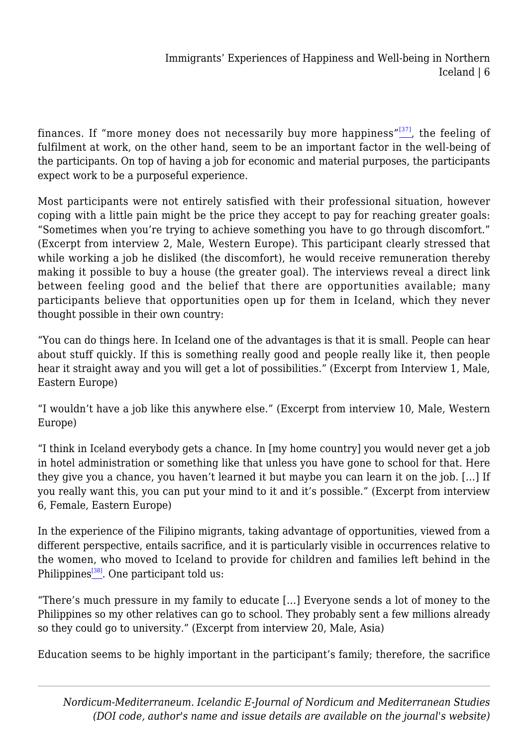finances. If "more money does not necessarily buy more happiness"[37], the feeling of fulfilment at work, on the other hand, seem to be an important factor in the well-being of the participants. On top of having a job for economic and material purposes, the participants expect work to be a purposeful experience.

Most participants were not entirely satisfied with their professional situation, however coping with a little pain might be the price they accept to pay for reaching greater goals: "Sometimes when you're trying to achieve something you have to go through discomfort." (Excerpt from interview 2, Male, Western Europe). This participant clearly stressed that while working a job he disliked (the discomfort), he would receive remuneration thereby making it possible to buy a house (the greater goal). The interviews reveal a direct link between feeling good and the belief that there are opportunities available; many participants believe that opportunities open up for them in Iceland, which they never thought possible in their own country:

"You can do things here. In Iceland one of the advantages is that it is small. People can hear about stuff quickly. If this is something really good and people really like it, then people hear it straight away and you will get a lot of possibilities." (Excerpt from Interview 1, Male, Eastern Europe)

"I wouldn't have a job like this anywhere else." (Excerpt from interview 10, Male, Western Europe)

"I think in Iceland everybody gets a chance. In [my home country] you would never get a job in hotel administration or something like that unless you have gone to school for that. Here they give you a chance, you haven't learned it but maybe you can learn it on the job. […] If you really want this, you can put your mind to it and it's possible." (Excerpt from interview 6, Female, Eastern Europe)

In the experience of the Filipino migrants, taking advantage of opportunities, viewed from a different perspective, entails sacrifice, and it is particularly visible in occurrences relative to the women, who moved to Iceland to provide for children and families left behind in the Philippines[38]. One participant told us:

"There's much pressure in my family to educate […] Everyone sends a lot of money to the Philippines so my other relatives can go to school. They probably sent a few millions already so they could go to university." (Excerpt from interview 20, Male, Asia)

Education seems to be highly important in the participant's family; therefore, the sacrifice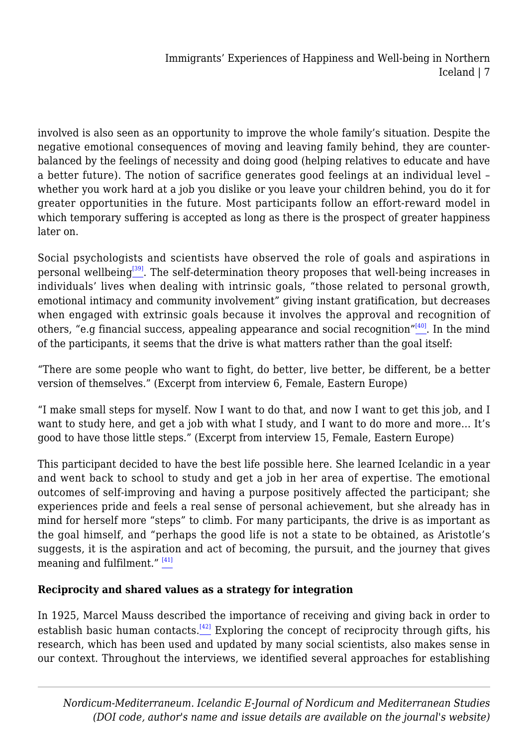involved is also seen as an opportunity to improve the whole family's situation. Despite the negative emotional consequences of moving and leaving family behind, they are counter-balanced by the feelings of necessity and doing good (helping relatives to educate and have a better future). The notion of sacrifice generates good feelings at an individual level – whether you work hard at a job you dislike or you leave your children behind, you do it for greater opportunities in the future. Most participants follow an effort-reward model in which temporary suffering is accepted as long as there is the prospect of greater happiness later on.

Social psychologists and scientists have observed the role of goals and aspirations in personal wellbeing[39]. The self-determination theory proposes that well-being increases in individuals' lives when dealing with intrinsic goals, "those related to personal growth, emotional intimacy and community involvement" giving instant gratification, but decreases when engaged with extrinsic goals because it involves the approval and recognition of others, "e.g financial success, appealing appearance and social recognition"[40]. In the mind of the participants, it seems that the drive is what matters rather than the goal itself:

"There are some people who want to fight, do better, live better, be different, be a better version of themselves." (Excerpt from interview 6, Female, Eastern Europe)

"I make small steps for myself. Now I want to do that, and now I want to get this job, and I want to study here, and get a job with what I study, and I want to do more and more… It's good to have those little steps." (Excerpt from interview 15, Female, Eastern Europe)

This participant decided to have the best life possible here. She learned Icelandic in a year and went back to school to study and get a job in her area of expertise. The emotional outcomes of self-improving and having a purpose positively affected the participant; she experiences pride and feels a real sense of personal achievement, but she already has in mind for herself more "steps" to climb. For many participants, the drive is as important as the goal himself, and "perhaps the good life is not a state to be obtained, as Aristotle's suggests, it is the aspiration and act of becoming, the pursuit, and the journey that gives meaning and fulfilment." [41]

### Reciprocity and shared values as a strategy for integration

In 1925, Marcel Mauss described the importance of receiving and giving back in order to establish basic human contacts.[42] Exploring the concept of reciprocity through gifts, his research, which has been used and updated by many social scientists, also makes sense in our context. Throughout the interviews, we identified several approaches for establishing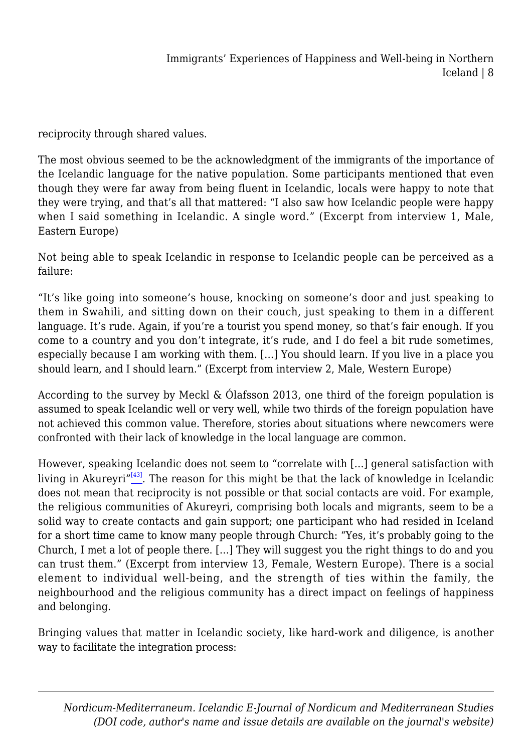reciprocity through shared values.

The most obvious seemed to be the acknowledgment of the immigrants of the importance of the Icelandic language for the native population. Some participants mentioned that even though they were far away from being fluent in Icelandic, locals were happy to note that they were trying, and that's all that mattered: "I also saw how Icelandic people were happy when I said something in Icelandic. A single word." (Excerpt from interview 1, Male, Eastern Europe)

Not being able to speak Icelandic in response to Icelandic people can be perceived as a failure:

"It's like going into someone's house, knocking on someone's door and just speaking to them in Swahili, and sitting down on their couch, just speaking to them in a different language. It's rude. Again, if you're a tourist you spend money, so that's fair enough. If you come to a country and you don't integrate, it's rude, and I do feel a bit rude sometimes, especially because I am working with them. […] You should learn. If you live in a place you should learn, and I should learn." (Excerpt from interview 2, Male, Western Europe)

According to the survey by Meckl & Ólafsson 2013, one third of the foreign population is assumed to speak Icelandic well or very well, while two thirds of the foreign population have not achieved this common value. Therefore, stories about situations where newcomers were confronted with their lack of knowledge in the local language are common.

However, speaking Icelandic does not seem to "correlate with […] general satisfaction with living in Akureyri"[43]. The reason for this might be that the lack of knowledge in Icelandic does not mean that reciprocity is not possible or that social contacts are void. For example, the religious communities of Akureyri, comprising both locals and migrants, seem to be a solid way to create contacts and gain support; one participant who had resided in Iceland for a short time came to know many people through Church: "Yes, it's probably going to the Church, I met a lot of people there. […] They will suggest you the right things to do and you can trust them." (Excerpt from interview 13, Female, Western Europe). There is a social element to individual well-being, and the strength of ties within the family, the neighbourhood and the religious community has a direct impact on feelings of happiness and belonging.

Bringing values that matter in Icelandic society, like hard-work and diligence, is another way to facilitate the integration process: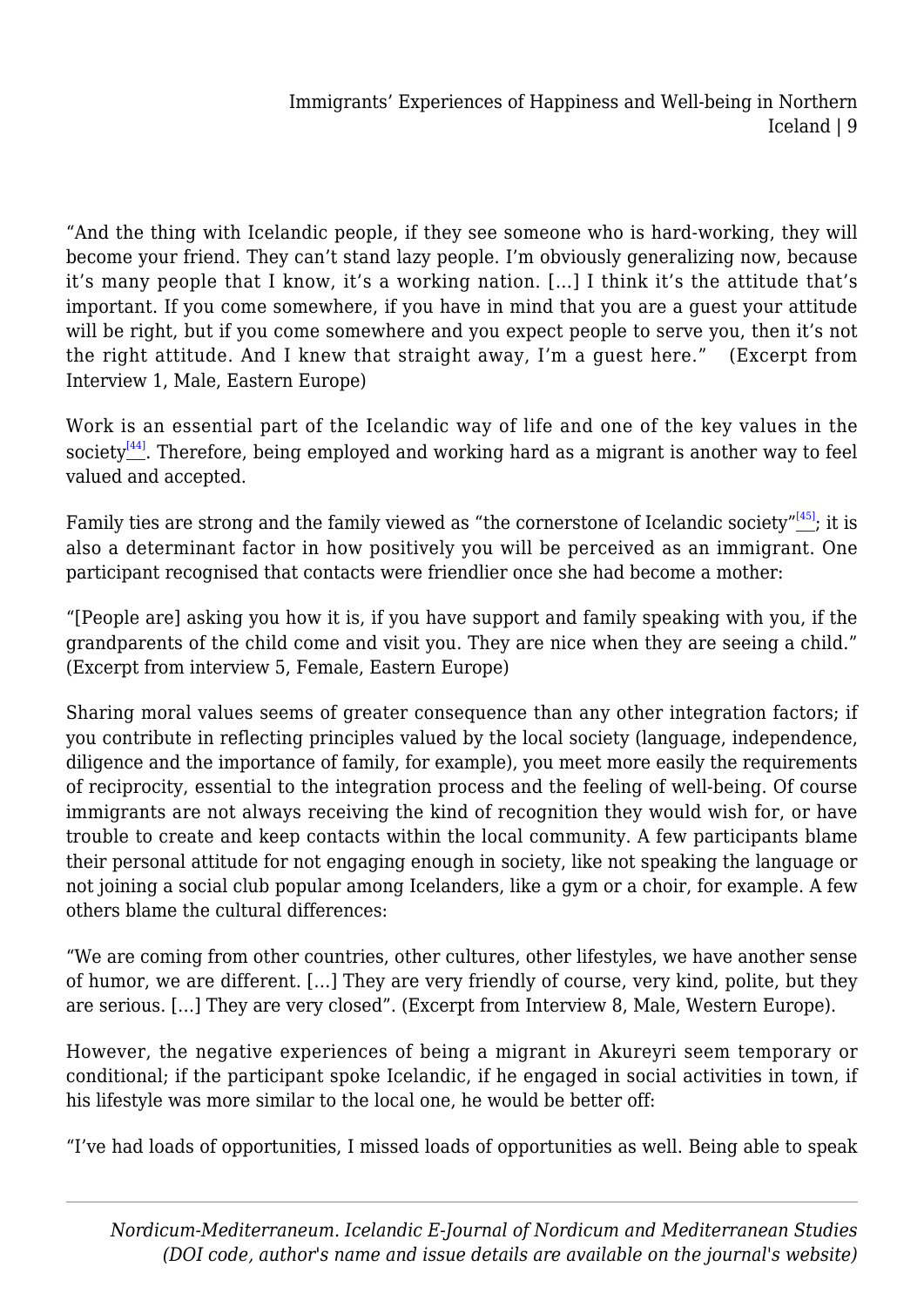"And the thing with Icelandic people, if they see someone who is hard-working, they will become your friend. They can't stand lazy people. I'm obviously generalizing now, because it's many people that I know, it's a working nation. [...] I think it's the attitude that's important. If you come somewhere, if you have in mind that you are a guest your attitude will be right, but if you come somewhere and you expect people to serve you, then it's not the right attitude. And I knew that straight away, I'm a guest here." (Excerpt from Interview 1, Male, Eastern Europe)

Work is an essential part of the Icelandic way of life and one of the key values in the society[44]. Therefore, being employed and working hard as a migrant is another way to feel valued and accepted.

Family ties are strong and the family viewed as "the cornerstone of Icelandic society"[45]; it is also a determinant factor in how positively you will be perceived as an immigrant. One participant recognised that contacts were friendlier once she had become a mother:

"[People are] asking you how it is, if you have support and family speaking with you, if the grandparents of the child come and visit you. They are nice when they are seeing a child." (Excerpt from interview 5, Female, Eastern Europe)

Sharing moral values seems of greater consequence than any other integration factors; if you contribute in reflecting principles valued by the local society (language, independence, diligence and the importance of family, for example), you meet more easily the requirements of reciprocity, essential to the integration process and the feeling of well-being. Of course immigrants are not always receiving the kind of recognition they would wish for, or have trouble to create and keep contacts within the local community. A few participants blame their personal attitude for not engaging enough in society, like not speaking the language or not joining a social club popular among Icelanders, like a gym or a choir, for example. A few others blame the cultural differences:

"We are coming from other countries, other cultures, other lifestyles, we have another sense of humor, we are different. [...] They are very friendly of course, very kind, polite, but they are serious. [...] They are very closed". (Excerpt from Interview 8, Male, Western Europe).

However, the negative experiences of being a migrant in Akureyri seem temporary or conditional; if the participant spoke Icelandic, if he engaged in social activities in town, if his lifestyle was more similar to the local one, he would be better off:

"I've had loads of opportunities, I missed loads of opportunities as well. Being able to speak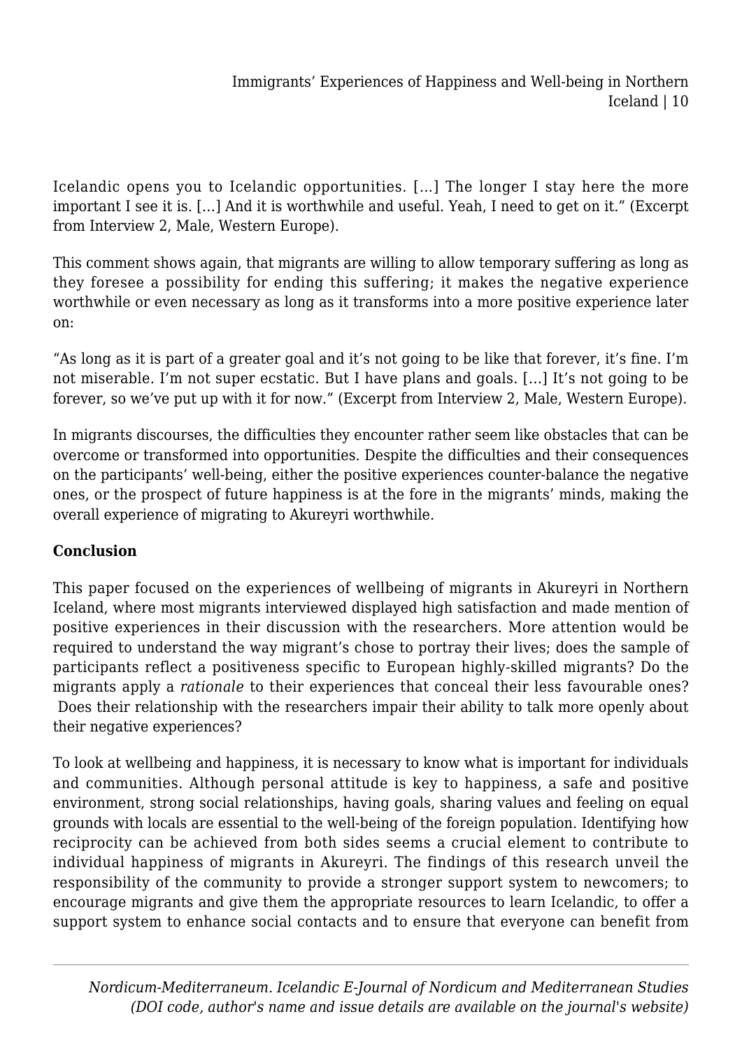Icelandic opens you to Icelandic opportunities. […] The longer I stay here the more important I see it is. […] And it is worthwhile and useful. Yeah, I need to get on it." (Excerpt from Interview 2, Male, Western Europe).

This comment shows again, that migrants are willing to allow temporary suffering as long as they foresee a possibility for ending this suffering; it makes the negative experience worthwhile or even necessary as long as it transforms into a more positive experience later on:

"As long as it is part of a greater goal and it's not going to be like that forever, it's fine. I'm not miserable. I'm not super ecstatic. But I have plans and goals. […] It's not going to be forever, so we've put up with it for now." (Excerpt from Interview 2, Male, Western Europe).

In migrants discourses, the difficulties they encounter rather seem like obstacles that can be overcome or transformed into opportunities. Despite the difficulties and their consequences on the participants' well-being, either the positive experiences counter-balance the negative ones, or the prospect of future happiness is at the fore in the migrants' minds, making the overall experience of migrating to Akureyri worthwhile.

## Conclusion

This paper focused on the experiences of wellbeing of migrants in Akureyri in Northern Iceland, where most migrants interviewed displayed high satisfaction and made mention of positive experiences in their discussion with the researchers. More attention would be required to understand the way migrant's chose to portray their lives; does the sample of participants reflect a positiveness specific to European highly-skilled migrants? Do the migrants apply a *rationale* to their experiences that conceal their less favourable ones? Does their relationship with the researchers impair their ability to talk more openly about their negative experiences?

To look at wellbeing and happiness, it is necessary to know what is important for individuals and communities. Although personal attitude is key to happiness, a safe and positive environment, strong social relationships, having goals, sharing values and feeling on equal grounds with locals are essential to the well-being of the foreign population. Identifying how reciprocity can be achieved from both sides seems a crucial element to contribute to individual happiness of migrants in Akureyri. The findings of this research unveil the responsibility of the community to provide a stronger support system to newcomers; to encourage migrants and give them the appropriate resources to learn Icelandic, to offer a support system to enhance social contacts and to ensure that everyone can benefit from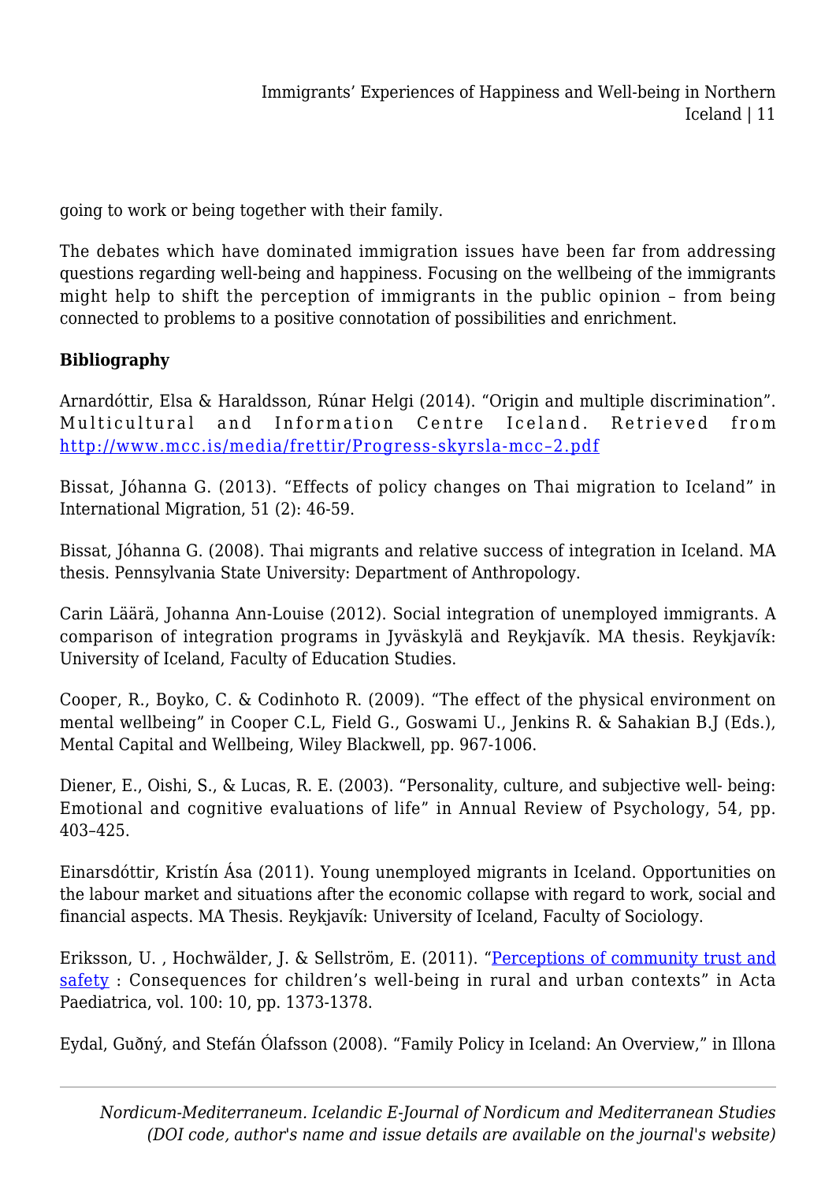going to work or being together with their family.

The debates which have dominated immigration issues have been far from addressing questions regarding well-being and happiness. Focusing on the wellbeing of the immigrants might help to shift the perception of immigrants in the public opinion – from being connected to problems to a positive connotation of possibilities and enrichment.

**Bibliography**

Arnardóttir, Elsa & Haraldsson, Rúnar Helgi (2014). "Origin and multiple discrimination". Multicultural and Information Centre Iceland. Retrieved from [http://www.mcc.is/media/frettir/Progress-skyrsla-mcc–2.pdf](http://www.mcc.is/media/frettir/Progress-skyrsla-mcc–2.pdf)

Bissat, Jóhanna G. (2013). "Effects of policy changes on Thai migration to Iceland" in International Migration, 51 (2): 46-59.

Bissat, Jóhanna G. (2008). Thai migrants and relative success of integration in Iceland. MA thesis. Pennsylvania State University: Department of Anthropology.

Carin Läärä, Johanna Ann-Louise (2012). Social integration of unemployed immigrants. A comparison of integration programs in Jyväskylä and Reykjavík. MA thesis. Reykjavík: University of Iceland, Faculty of Education Studies.

Cooper, R., Boyko, C. & Codinhoto R. (2009). "The effect of the physical environment on mental wellbeing" in Cooper C.L, Field G., Goswami U., Jenkins R. & Sahakian B.J (Eds.), Mental Capital and Wellbeing, Wiley Blackwell, pp. 967-1006.

Diener, E., Oishi, S., & Lucas, R. E. (2003). "Personality, culture, and subjective well- being: Emotional and cognitive evaluations of life" in Annual Review of Psychology, 54, pp. 403–425.

Einarsdóttir, Kristín Ása (2011). Young unemployed migrants in Iceland. Opportunities on the labour market and situations after the economic collapse with regard to work, social and financial aspects. MA Thesis. Reykjavík: University of Iceland, Faculty of Sociology.

Eriksson, U. , Hochwälder, J. & Sellström, E. (2011). "Perceptions of community trust and safety : Consequences for children's well-being in rural and urban contexts" in Acta Paediatrica, vol. 100: 10, pp. 1373-1378.

Eydal, Guðný, and Stefán Ólafsson (2008). "Family Policy in Iceland: An Overview," in Illona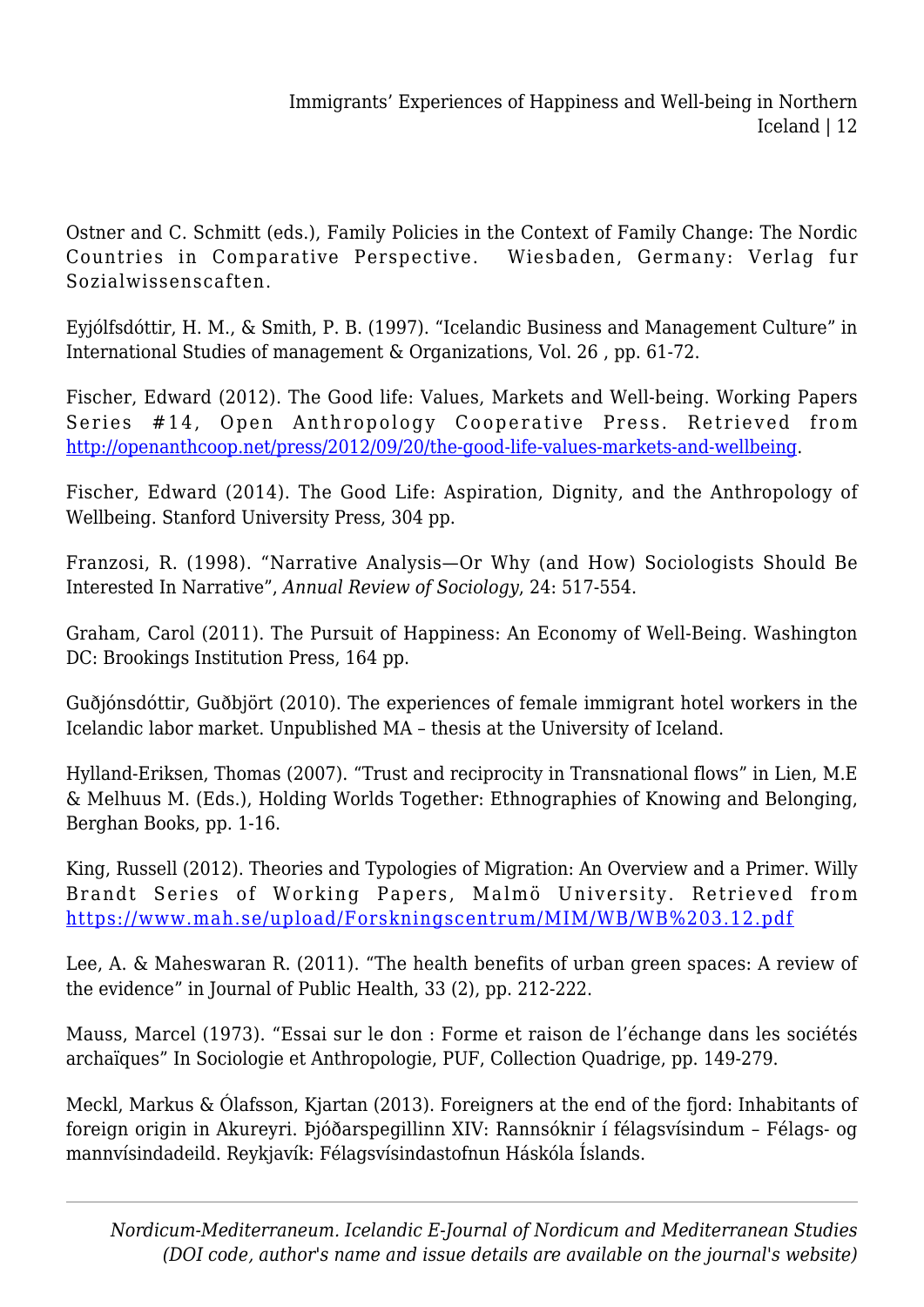Ostner and C. Schmitt (eds.), Family Policies in the Context of Family Change: The Nordic Countries in Comparative Perspective. Wiesbaden, Germany: Verlag fur Sozialwissenscaften.

Eyjólfsdóttir, H. M., & Smith, P. B. (1997). "Icelandic Business and Management Culture" in International Studies of management & Organizations, Vol. 26 , pp. 61-72.

Fischer, Edward (2012). The Good life: Values, Markets and Well-being. Working Papers Series #14, Open Anthropology Cooperative Press. Retrieved from [http://openanthcoop.net/press/2012/09/20/the-good-life-values-markets-and-wellbeing](http://openanthcoop.net/press/2012/09/20/the-good-life-values-markets-and-wellbeing).

Fischer, Edward (2014). The Good Life: Aspiration, Dignity, and the Anthropology of Wellbeing. Stanford University Press, 304 pp.

Franzosi, R. (1998). "Narrative Analysis—Or Why (and How) Sociologists Should Be Interested In Narrative", *Annual Review of Sociology*, 24: 517-554.

Graham, Carol (2011). The Pursuit of Happiness: An Economy of Well-Being. Washington DC: Brookings Institution Press, 164 pp.

Guðjónsdóttir, Guðbjört (2010). The experiences of female immigrant hotel workers in the Icelandic labor market. Unpublished MA – thesis at the University of Iceland.

Hylland-Eriksen, Thomas (2007). "Trust and reciprocity in Transnational flows" in Lien, M.E & Melhuus M. (Eds.), Holding Worlds Together: Ethnographies of Knowing and Belonging, Berghan Books, pp. 1-16.

King, Russell (2012). Theories and Typologies of Migration: An Overview and a Primer. Willy Brandt Series of Working Papers, Malmö University. Retrieved from [https://www.mah.se/upload/Forskningscentrum/MIM/WB/WB%203.12.pdf](https://www.mah.se/upload/Forskningscentrum/MIM/WB/WB%203.12.pdf)

Lee, A. & Maheswaran R. (2011). "The health benefits of urban green spaces: A review of the evidence" in Journal of Public Health, 33 (2), pp. 212-222.

Mauss, Marcel (1973). "Essai sur le don : Forme et raison de l'échange dans les sociétés archaïques" In Sociologie et Anthropologie, PUF, Collection Quadrige, pp. 149-279.

Meckl, Markus & Ólafsson, Kjartan (2013). Foreigners at the end of the fjord: Inhabitants of foreign origin in Akureyri. Þjóðarspegillinn XIV: Rannsóknir í félagsvísindum – Félags- og mannvísindadeild. Reykjavík: Félagsvísindastofnun Háskóla Íslands.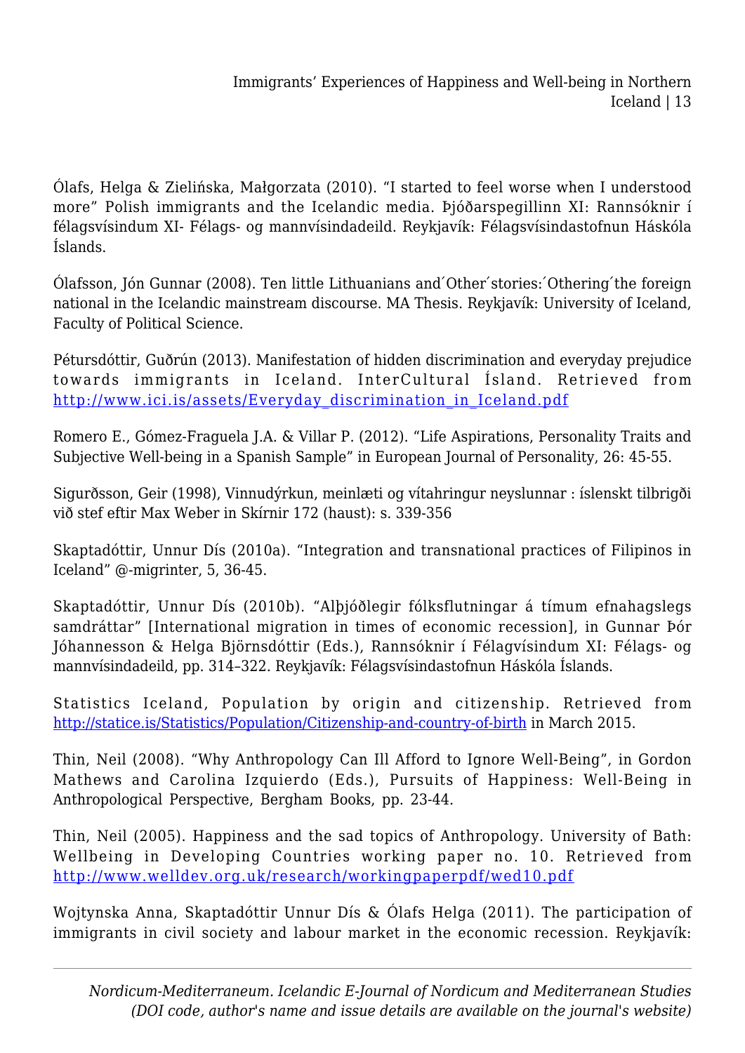Ólafs, Helga & Zielińska, Małgorzata (2010). “I started to feel worse when I understood more” Polish immigrants and the Icelandic media. Þjóðarspegillinn XI: Rannsóknir í félagsvísindum XI- Félags- og mannvísindadeild. Reykjavík: Félagsvísindastofnun Háskóla Íslands.

Ólafsson, Jón Gunnar (2008). Ten little Lithuanians and´Other´stories:´Othering´the foreign national in the Icelandic mainstream discourse. MA Thesis. Reykjavík: University of Iceland, Faculty of Political Science.

Pétursdóttir, Guðrún (2013). Manifestation of hidden discrimination and everyday prejudice towards immigrants in Iceland. InterCultural Ísland. Retrieved from [http://www.ici.is/assets/Everyday_discrimination_in_Iceland.pdf](http://www.ici.is/assets/Everyday_discrimination_in_Iceland.pdf)

Romero E., Gómez-Fraguela J.A. & Villar P. (2012). “Life Aspirations, Personality Traits and Subjective Well-being in a Spanish Sample” in European Journal of Personality, 26: 45-55.

Sigurðsson, Geir (1998), Vinnudýrkun, meinlæti og vítahringur neyslunnar : íslenskt tilbrigði við stef eftir Max Weber in Skírnir 172 (haust): s. 339-356

Skaptadóttir, Unnur Dís (2010a). “Integration and transnational practices of Filipinos in Iceland” @-migrinter, 5, 36-45.

Skaptadóttir, Unnur Dís (2010b). “Alþjóðlegir fólksflutningar á tímum efnahagslegs samdráttar” [International migration in times of economic recession], in Gunnar Þór Jóhannesson & Helga Björnsdóttir (Eds.), Rannsóknir í Félagvísindum XI: Félags- og mannvísindadeild, pp. 314–322. Reykjavík: Félagsvísindastofnun Háskóla Íslands.

Statistics Iceland, Population by origin and citizenship. Retrieved from [http://statice.is/Statistics/Population/Citizenship-and-country-of-birth](http://statice.is/Statistics/Population/Citizenship-and-country-of-birth) in March 2015.

Thin, Neil (2008). “Why Anthropology Can Ill Afford to Ignore Well-Being”, in Gordon Mathews and Carolina Izquierdo (Eds.), Pursuits of Happiness: Well-Being in Anthropological Perspective, Bergham Books, pp. 23-44.

Thin, Neil (2005). Happiness and the sad topics of Anthropology. University of Bath: Wellbeing in Developing Countries working paper no. 10. Retrieved from [http://www.welldev.org.uk/research/workingpaperpdf/wed10.pdf](http://www.welldev.org.uk/research/workingpaperpdf/wed10.pdf)

Wojtynska Anna, Skaptadóttir Unnur Dís & Ólafs Helga (2011). The participation of immigrants in civil society and labour market in the economic recession. Reykjavík: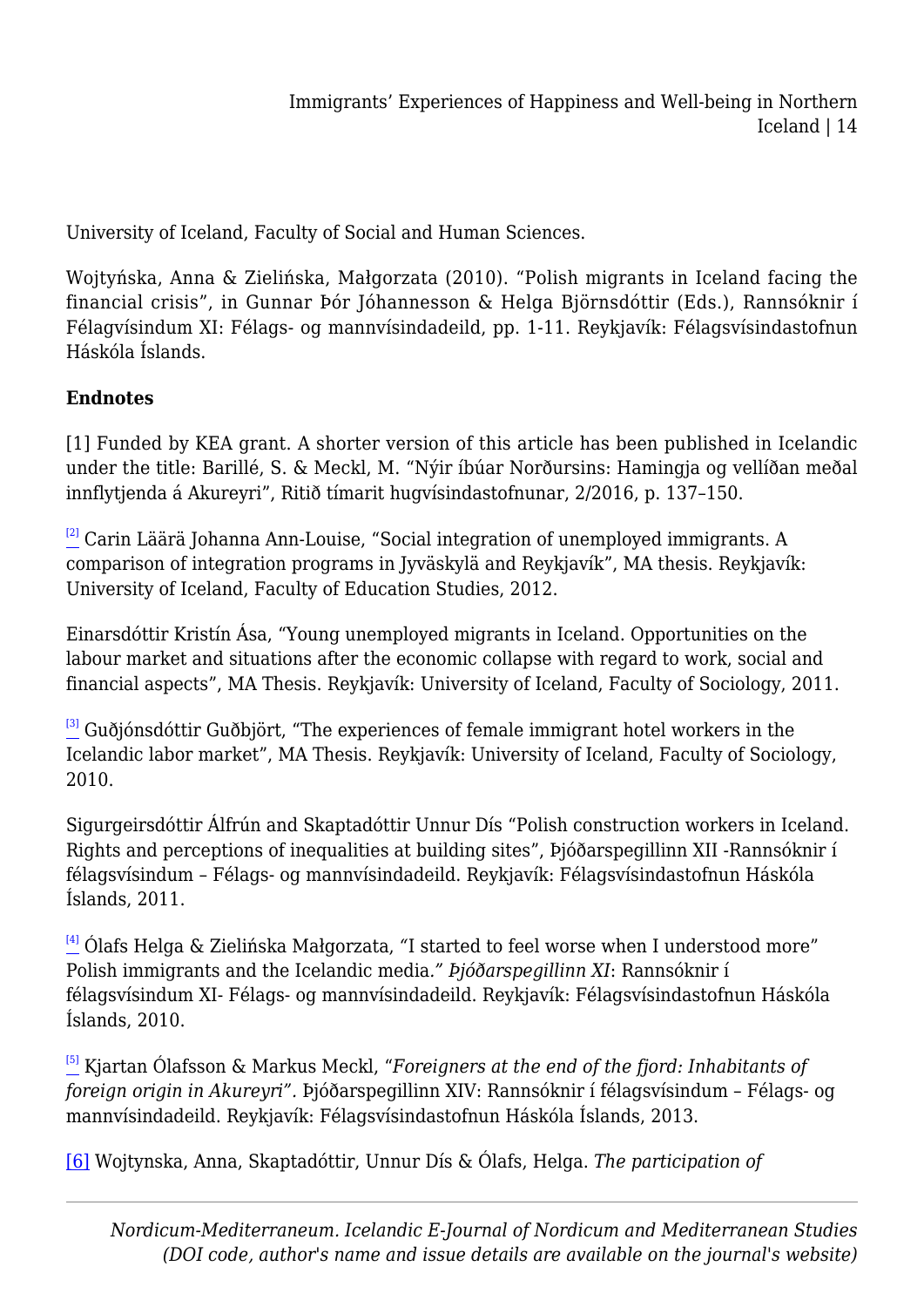University of Iceland, Faculty of Social and Human Sciences.

Wojtyńska, Anna & Zielińska, Małgorzata (2010). "Polish migrants in Iceland facing the financial crisis", in Gunnar Þór Jóhannesson & Helga Björnsdóttir (Eds.), Rannsóknir í Félagvísindum XI: Félags- og mannvísindadeild, pp. 1-11. Reykjavík: Félagsvísindastofnun Háskóla Íslands.

**Endnotes**

[1] Funded by KEA grant. A shorter version of this article has been published in Icelandic under the title: Barillé, S. & Meckl, M. "Nýir íbúar Norðursins: Hamingja og vellíðan meðal innflytjenda á Akureyri", Ritið tímarit hugvísindastofnunar, 2/2016, p. 137–150.

[2] Carin Läärä Johanna Ann-Louise, "Social integration of unemployed immigrants. A comparison of integration programs in Jyväskylä and Reykjavík", MA thesis. Reykjavík: University of Iceland, Faculty of Education Studies, 2012.

Einarsdóttir Kristín Ása, "Young unemployed migrants in Iceland. Opportunities on the labour market and situations after the economic collapse with regard to work, social and financial aspects", MA Thesis. Reykjavík: University of Iceland, Faculty of Sociology, 2011.

[3] Guðjónsdóttir Guðbjört, "The experiences of female immigrant hotel workers in the Icelandic labor market", MA Thesis. Reykjavík: University of Iceland, Faculty of Sociology, 2010.

Sigurgeirsdóttir Álfrún and Skaptadóttir Unnur Dís "Polish construction workers in Iceland. Rights and perceptions of inequalities at building sites", Þjóðarspegillinn XII -Rannsóknir í félagsvísindum – Félags- og mannvísindadeild. Reykjavík: Félagsvísindastofnun Háskóla Íslands, 2011.

[4] Ólafs Helga & Zielińska Małgorzata, "I started to feel worse when I understood more" Polish immigrants and the Icelandic media." *Þjóðarspegillinn XI*: Rannsóknir í félagsvísindum XI- Félags- og mannvísindadeild. Reykjavík: Félagsvísindastofnun Háskóla Íslands, 2010.

[5] Kjartan Ólafsson & Markus Meckl, "*Foreigners at the end of the fjord: Inhabitants of foreign origin in Akureyri".* Þjóðarspegillinn XIV: Rannsóknir í félagsvísindum – Félags- og mannvísindadeild. Reykjavík: Félagsvísindastofnun Háskóla Íslands, 2013.

[6] Wojtynska, Anna, Skaptadóttir, Unnur Dís & Ólafs, Helga. *The participation of*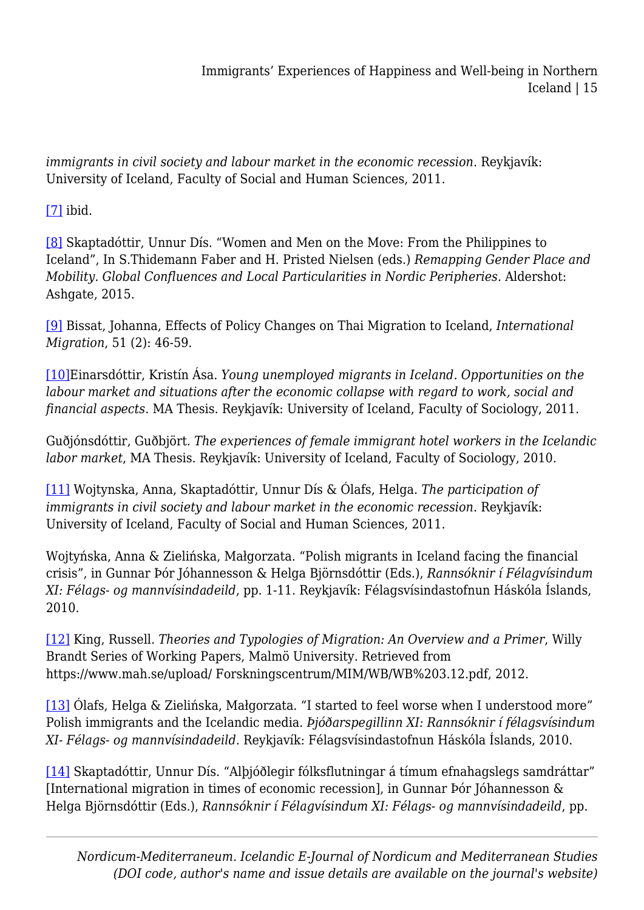*immigrants in civil society and labour market in the economic recession*. Reykjavík: University of Iceland, Faculty of Social and Human Sciences, 2011.

[7] ibid.

[8] Skaptadóttir, Unnur Dís. "Women and Men on the Move: From the Philippines to Iceland", In S.Thidemann Faber and H. Pristed Nielsen (eds.) *Remapping Gender Place and Mobility. Global Confluences and Local Particularities in Nordic Peripheries*. Aldershot: Ashgate, 2015.

[9] Bissat, Johanna, Effects of Policy Changes on Thai Migration to Iceland, *International Migration*, 51 (2): 46-59.

[10]Einarsdóttir, Kristín Ása. *Young unemployed migrants in Iceland. Opportunities on the labour market and situations after the economic collapse with regard to work, social and financial aspects*. MA Thesis. Reykjavík: University of Iceland, Faculty of Sociology, 2011.

Guðjónsdóttir, Guðbjört. *The experiences of female immigrant hotel workers in the Icelandic labor market*, MA Thesis. Reykjavík: University of Iceland, Faculty of Sociology, 2010.

[11] Wojtynska, Anna, Skaptadóttir, Unnur Dís & Ólafs, Helga. *The participation of immigrants in civil society and labour market in the economic recession*. Reykjavík: University of Iceland, Faculty of Social and Human Sciences, 2011.

Wojtyńska, Anna & Zielińska, Małgorzata. "Polish migrants in Iceland facing the financial crisis", in Gunnar Þór Jóhannesson & Helga Björnsdóttir (Eds.), *Rannsóknir í Félagvísindum XI: Félags- og mannvísindadeild*, pp. 1-11. Reykjavík: Félagsvísindastofnun Háskóla Íslands, 2010.

[12] King, Russell. *Theories and Typologies of Migration: An Overview and a Primer*, Willy Brandt Series of Working Papers, Malmö University. Retrieved from https://www.mah.se/upload/ Forskningscentrum/MIM/WB/WB%203.12.pdf, 2012.

[13] Ólafs, Helga & Zielińska, Małgorzata. "I started to feel worse when I understood more" Polish immigrants and the Icelandic media. *Þjóðarspegillinn XI: Rannsóknir í félagsvísindum XI- Félags- og mannvísindadeild*. Reykjavík: Félagsvísindastofnun Háskóla Íslands, 2010.

[14] Skaptadóttir, Unnur Dís. "Alþjóðlegir fólksflutningar á tímum efnahagslegs samdráttar" [International migration in times of economic recession], in Gunnar Þór Jóhannesson & Helga Björnsdóttir (Eds.), *Rannsóknir í Félagvísindum XI: Félags- og mannvísindadeild*, pp.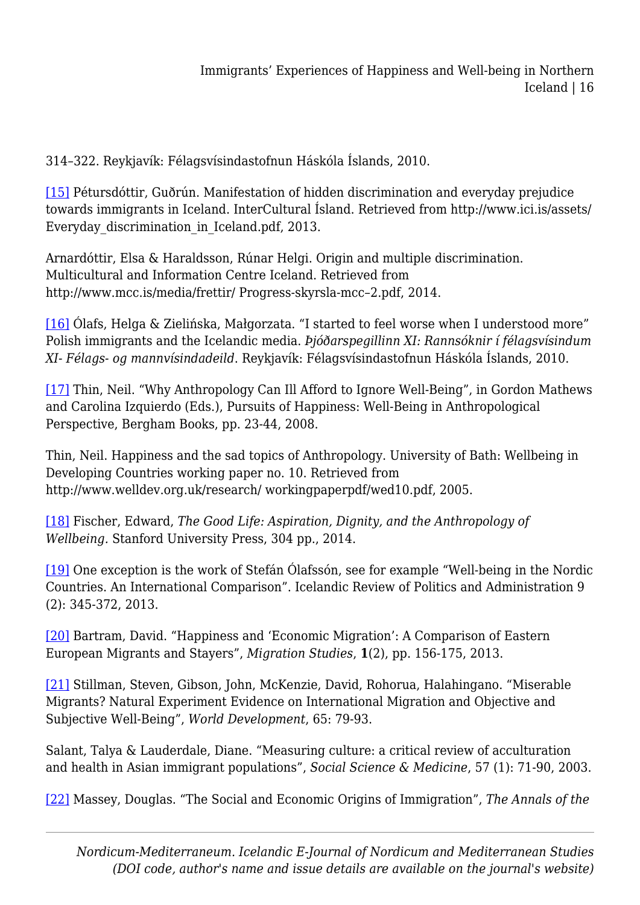314–322. Reykjavík: Félagsvísindastofnun Háskóla Íslands, 2010.

[15] Pétursdóttir, Guðrún. Manifestation of hidden discrimination and everyday prejudice towards immigrants in Iceland. InterCultural Ísland. Retrieved from http://www.ici.is/assets/Everyday_discrimination_in_Iceland.pdf, 2013.

Arnardóttir, Elsa & Haraldsson, Rúnar Helgi. Origin and multiple discrimination. Multicultural and Information Centre Iceland. Retrieved from http://www.mcc.is/media/frettir/ Progress-skyrsla-mcc–2.pdf, 2014.

[16] Ólafs, Helga & Zielińska, Małgorzata. "I started to feel worse when I understood more" Polish immigrants and the Icelandic media. *Þjóðarspegillinn XI: Rannsóknir í félagsvísindum XI- Félags- og mannvísindadeild*. Reykjavík: Félagsvísindastofnun Háskóla Íslands, 2010.

[17] Thin, Neil. "Why Anthropology Can Ill Afford to Ignore Well-Being", in Gordon Mathews and Carolina Izquierdo (Eds.), Pursuits of Happiness: Well-Being in Anthropological Perspective, Bergham Books, pp. 23-44, 2008.

Thin, Neil. Happiness and the sad topics of Anthropology. University of Bath: Wellbeing in Developing Countries working paper no. 10. Retrieved from http://www.welldev.org.uk/research/ workingpaperpdf/wed10.pdf, 2005.

[18] Fischer, Edward, *The Good Life: Aspiration, Dignity, and the Anthropology of Wellbeing.* Stanford University Press, 304 pp., 2014.

[19] One exception is the work of Stefán Ólafssón, see for example "Well-being in the Nordic Countries. An International Comparison". Icelandic Review of Politics and Administration 9 (2): 345-372, 2013.

[20] Bartram, David. "Happiness and 'Economic Migration': A Comparison of Eastern European Migrants and Stayers", *Migration Studies*, **1**(2), pp. 156-175, 2013.

[21] Stillman, Steven, Gibson, John, McKenzie, David, Rohorua, Halahingano. "Miserable Migrants? Natural Experiment Evidence on International Migration and Objective and Subjective Well-Being", *World Development*, 65: 79-93.

Salant, Talya & Lauderdale, Diane. "Measuring culture: a critical review of acculturation and health in Asian immigrant populations", *Social Science & Medicine*, 57 (1): 71-90, 2003.

[22] Massey, Douglas. "The Social and Economic Origins of Immigration", *The Annals of the*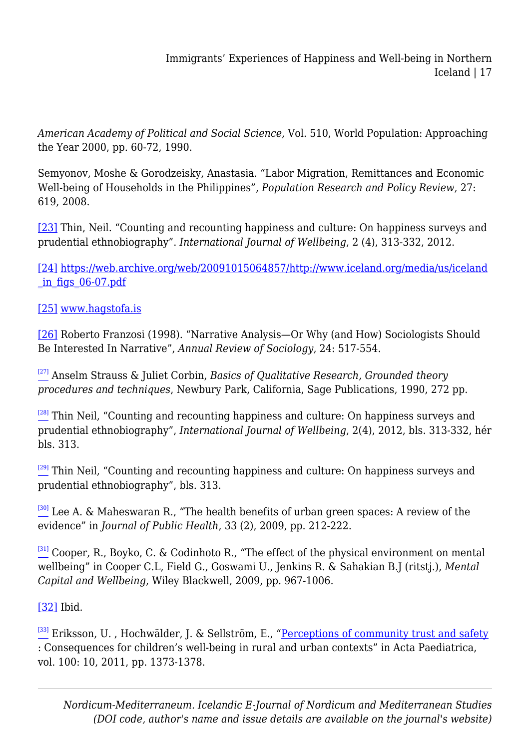*American Academy of Political and Social Science*, Vol. 510, World Population: Approaching the Year 2000, pp. 60-72, 1990.

Semyonov, Moshe & Gorodzeisky, Anastasia. "Labor Migration, Remittances and Economic Well-being of Households in the Philippines", *Population Research and Policy Review*, 27: 619, 2008.

[23] Thin, Neil. "Counting and recounting happiness and culture: On happiness surveys and prudential ethnobiography". *International Journal of Wellbeing*, 2 (4), 313-332, 2012.

[24] https://web.archive.org/web/20091015064857/http://www.iceland.org/media/us/iceland_in_figs_06-07.pdf

[25] www.hagstofa.is

[26] Roberto Franzosi (1998). "Narrative Analysis—Or Why (and How) Sociologists Should Be Interested In Narrative", *Annual Review of Sociology*, 24: 517-554.

[27] Anselm Strauss & Juliet Corbin, *Basics of Qualitative Research, Grounded theory procedures and techniques*, Newbury Park, California, Sage Publications, 1990, 272 pp.

[28] Thin Neil, "Counting and recounting happiness and culture: On happiness surveys and prudential ethnobiography", *International Journal of Wellbeing*, 2(4), 2012, bls. 313-332, hér bls. 313.

[29] Thin Neil, "Counting and recounting happiness and culture: On happiness surveys and prudential ethnobiography", bls. 313.

[30] Lee A. & Maheswaran R., "The health benefits of urban green spaces: A review of the evidence" in *Journal of Public Health*, 33 (2), 2009, pp. 212-222.

[31] Cooper, R., Boyko, C. & Codinhoto R., "The effect of the physical environment on mental wellbeing" in Cooper C.L, Field G., Goswami U., Jenkins R. & Sahakian B.J (ritstj.), *Mental Capital and Wellbeing*, Wiley Blackwell, 2009, pp. 967-1006.

[32] Ibid.

[33] Eriksson, U. , Hochwälder, J. & Sellström, E., "Perceptions of community trust and safety : Consequences for children's well-being in rural and urban contexts" in Acta Paediatrica, vol. 100: 10, 2011, pp. 1373-1378.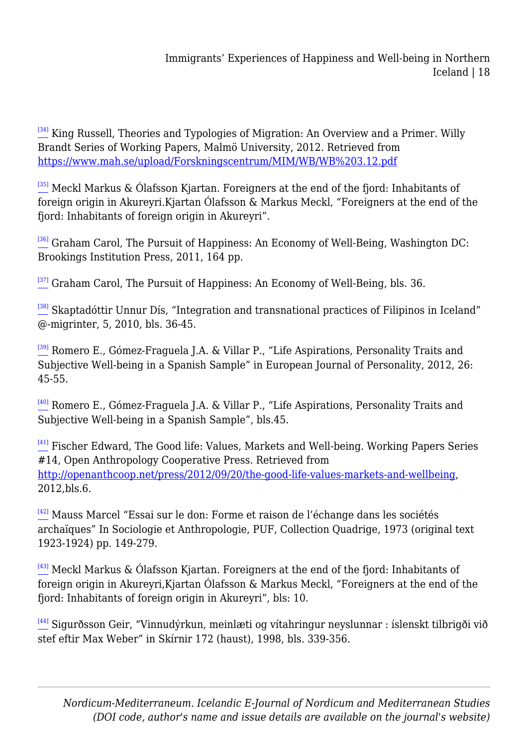[34] King Russell, Theories and Typologies of Migration: An Overview and a Primer. Willy Brandt Series of Working Papers, Malmö University, 2012. Retrieved from https://www.mah.se/upload/Forskningscentrum/MIM/WB/WB%203.12.pdf

[35] Meckl Markus & Ólafsson Kjartan. Foreigners at the end of the fjord: Inhabitants of foreign origin in Akureyri.Kjartan Ólafsson & Markus Meckl, "Foreigners at the end of the fjord: Inhabitants of foreign origin in Akureyri".

[36] Graham Carol, The Pursuit of Happiness: An Economy of Well-Being, Washington DC: Brookings Institution Press, 2011, 164 pp.

[37] Graham Carol, The Pursuit of Happiness: An Economy of Well-Being, bls. 36.

[38] Skaptadóttir Unnur Dís, "Integration and transnational practices of Filipinos in Iceland" @-migrinter, 5, 2010, bls. 36-45.

[39] Romero E., Gómez-Fraguela J.A. & Villar P., "Life Aspirations, Personality Traits and Subjective Well-being in a Spanish Sample" in European Journal of Personality, 2012, 26: 45-55.

[40] Romero E., Gómez-Fraguela J.A. & Villar P., "Life Aspirations, Personality Traits and Subjective Well-being in a Spanish Sample", bls.45.

[41] Fischer Edward, The Good life: Values, Markets and Well-being. Working Papers Series #14, Open Anthropology Cooperative Press. Retrieved from http://openanthcoop.net/press/2012/09/20/the-good-life-values-markets-and-wellbeing, 2012,bls.6.

[42] Mauss Marcel "Essai sur le don: Forme et raison de l'échange dans les sociétés archaïques" In Sociologie et Anthropologie, PUF, Collection Quadrige, 1973 (original text 1923-1924) pp. 149-279.

[43] Meckl Markus & Ólafsson Kjartan. Foreigners at the end of the fjord: Inhabitants of foreign origin in Akureyri,Kjartan Ólafsson & Markus Meckl, "Foreigners at the end of the fjord: Inhabitants of foreign origin in Akureyri", bls: 10.

[44] Sigurðsson Geir, "Vinnudýrkun, meinlæti og vítahringur neyslunnar : íslenskt tilbrigði við stef eftir Max Weber" in Skírnir 172 (haust), 1998, bls. 339-356.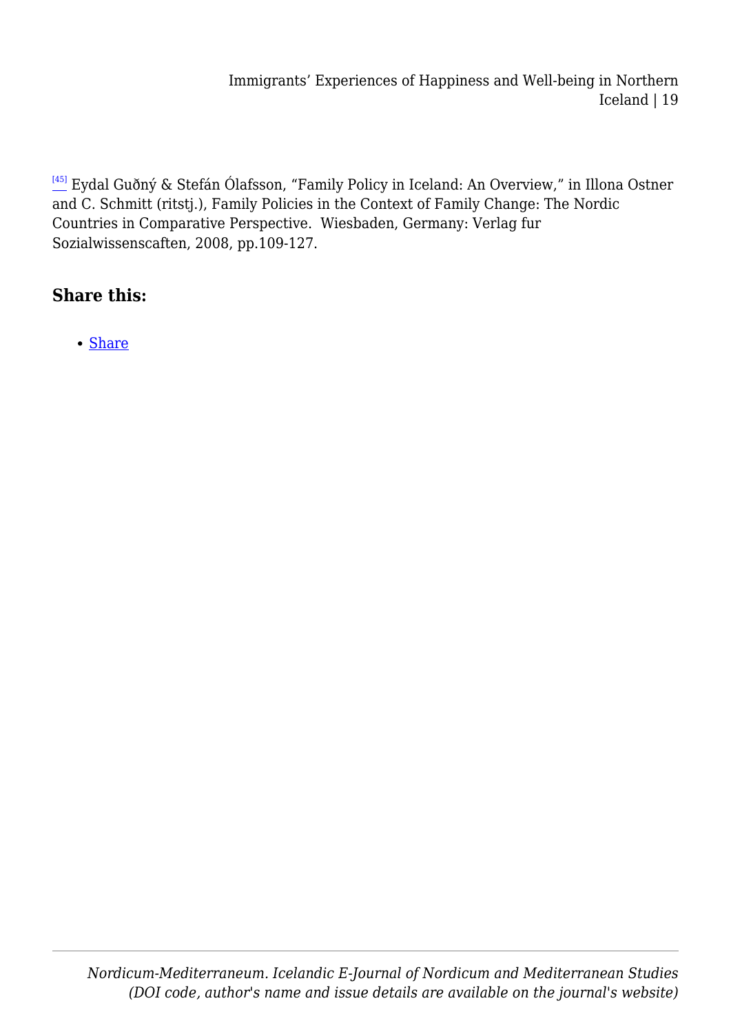[45] Eydal Guðný & Stefán Ólafsson, "Family Policy in Iceland: An Overview," in Illona Ostner and C. Schmitt (ritstj.), Family Policies in the Context of Family Change: The Nordic Countries in Comparative Perspective.  Wiesbaden, Germany: Verlag fur Sozialwissenscaften, 2008, pp.109-127.

### Share this:

- Share